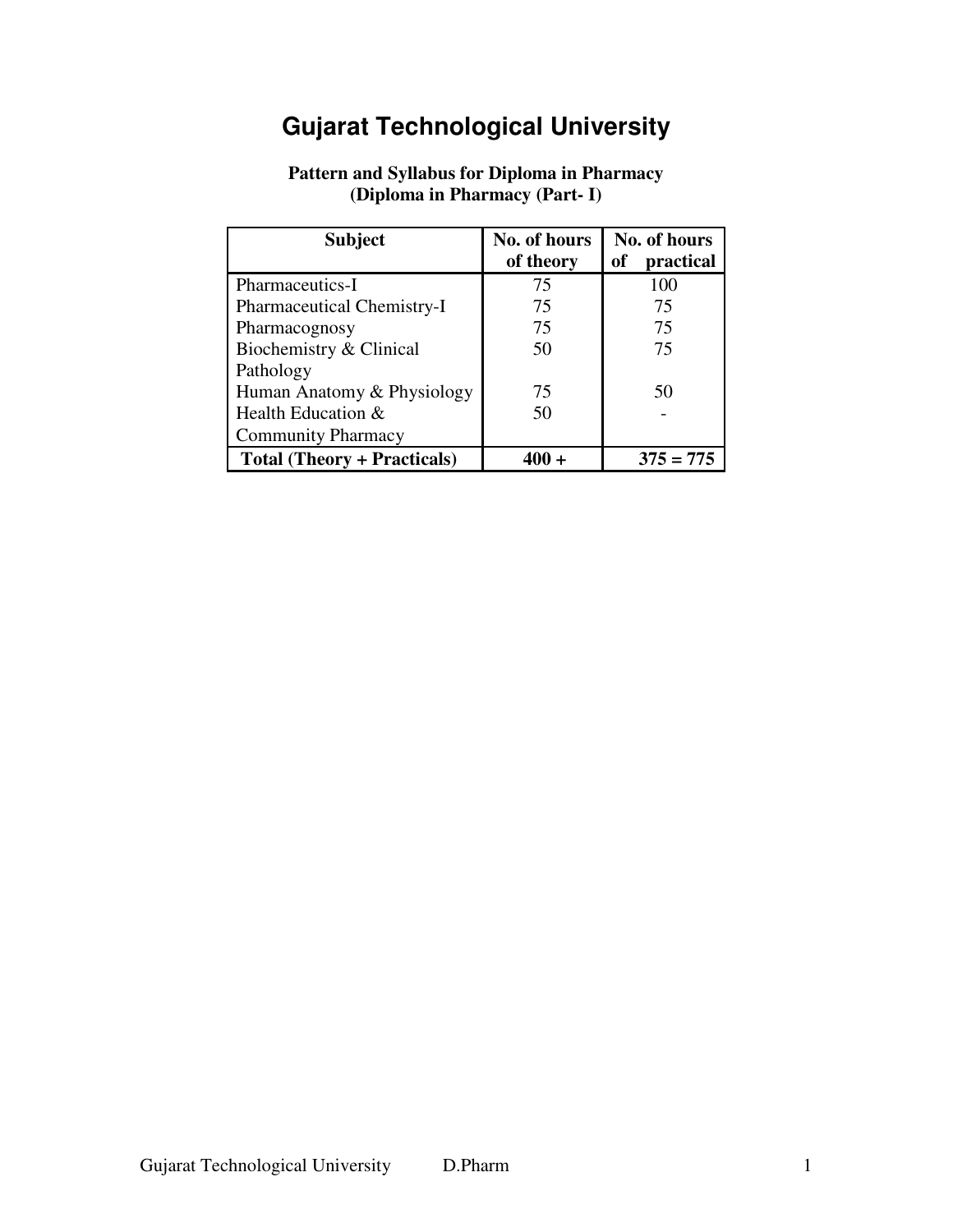# Gujarat Technological University

**Pattern and Syllabus for Diploma in Pharmacy**
**(Diploma in Pharmacy (Part- I)**

| Subject | No. of hours of theory | No. of hours of practical |
|---|---|---|
| Pharmaceutics-I | 75 | 100 |
| Pharmaceutical Chemistry-I | 75 | 75 |
| Pharmacognosy | 75 | 75 |
| Biochemistry & Clinical Pathology | 50 | 75 |
| Human Anatomy & Physiology | 75 | 50 |
| Health Education & Community Pharmacy | 50 | - |
| **Total (Theory + Practicals)** | **400 +** | **375 = 775** |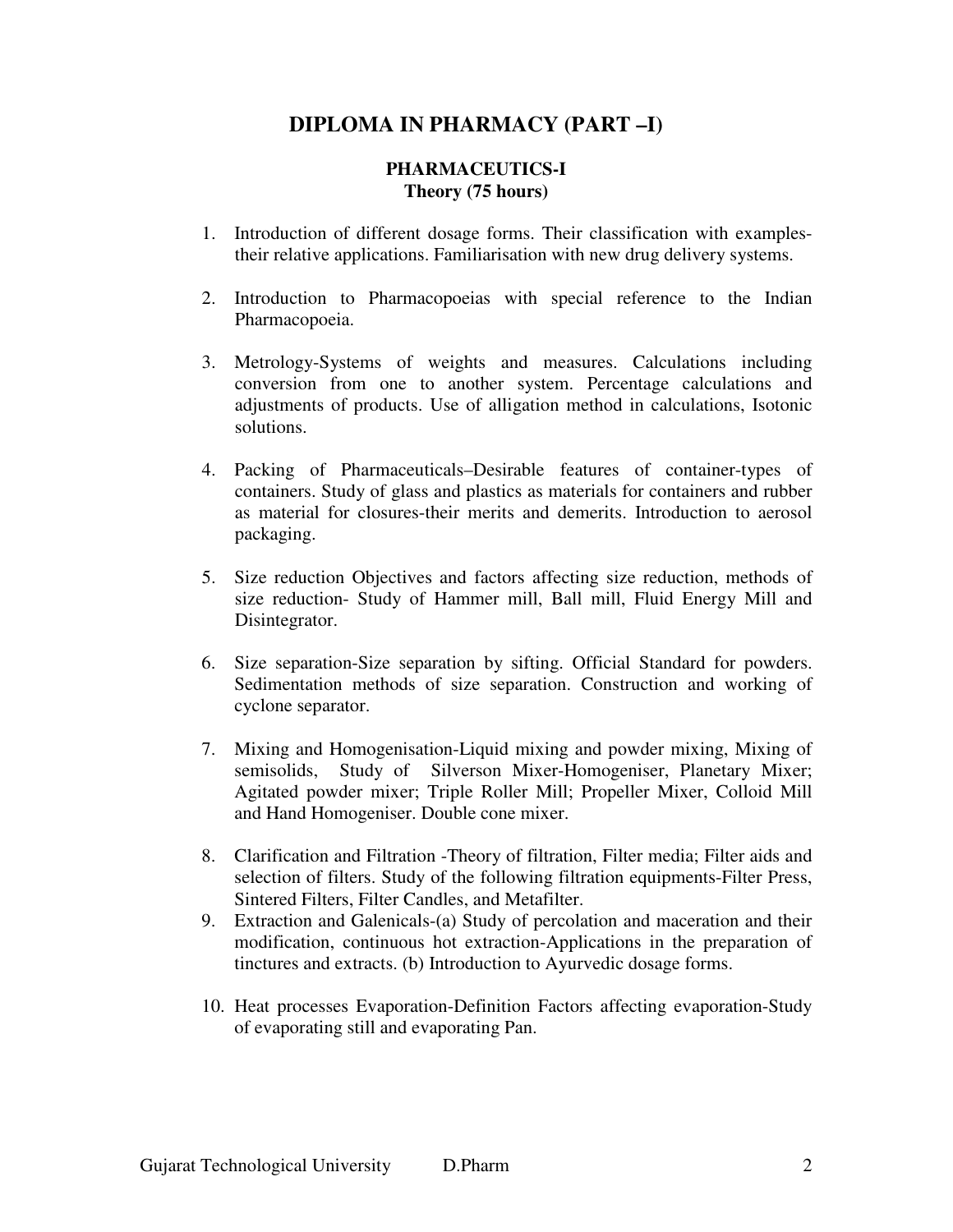# DIPLOMA IN PHARMACY (PART –I)

## PHARMACEUTICS-I

### Theory (75 hours)

1. Introduction of different dosage forms. Their classification with examples-their relative applications. Familiarisation with new drug delivery systems.

2. Introduction to Pharmacopoeias with special reference to the Indian Pharmacopoeia.

3. Metrology-Systems of weights and measures. Calculations including conversion from one to another system. Percentage calculations and adjustments of products. Use of alligation method in calculations, Isotonic solutions.

4. Packing of Pharmaceuticals–Desirable features of container-types of containers. Study of glass and plastics as materials for containers and rubber as material for closures-their merits and demerits. Introduction to aerosol packaging.

5. Size reduction Objectives and factors affecting size reduction, methods of size reduction- Study of Hammer mill, Ball mill, Fluid Energy Mill and Disintegrator.

6. Size separation-Size separation by sifting. Official Standard for powders. Sedimentation methods of size separation. Construction and working of cyclone separator.

7. Mixing and Homogenisation-Liquid mixing and powder mixing, Mixing of semisolids, Study of Silverson Mixer-Homogeniser, Planetary Mixer; Agitated powder mixer; Triple Roller Mill; Propeller Mixer, Colloid Mill and Hand Homogeniser. Double cone mixer.

8. Clarification and Filtration -Theory of filtration, Filter media; Filter aids and selection of filters. Study of the following filtration equipments-Filter Press, Sintered Filters, Filter Candles, and Metafilter.

9. Extraction and Galenicals-(a) Study of percolation and maceration and their modification, continuous hot extraction-Applications in the preparation of tinctures and extracts. (b) Introduction to Ayurvedic dosage forms.

10. Heat processes Evaporation-Definition Factors affecting evaporation-Study of evaporating still and evaporating Pan.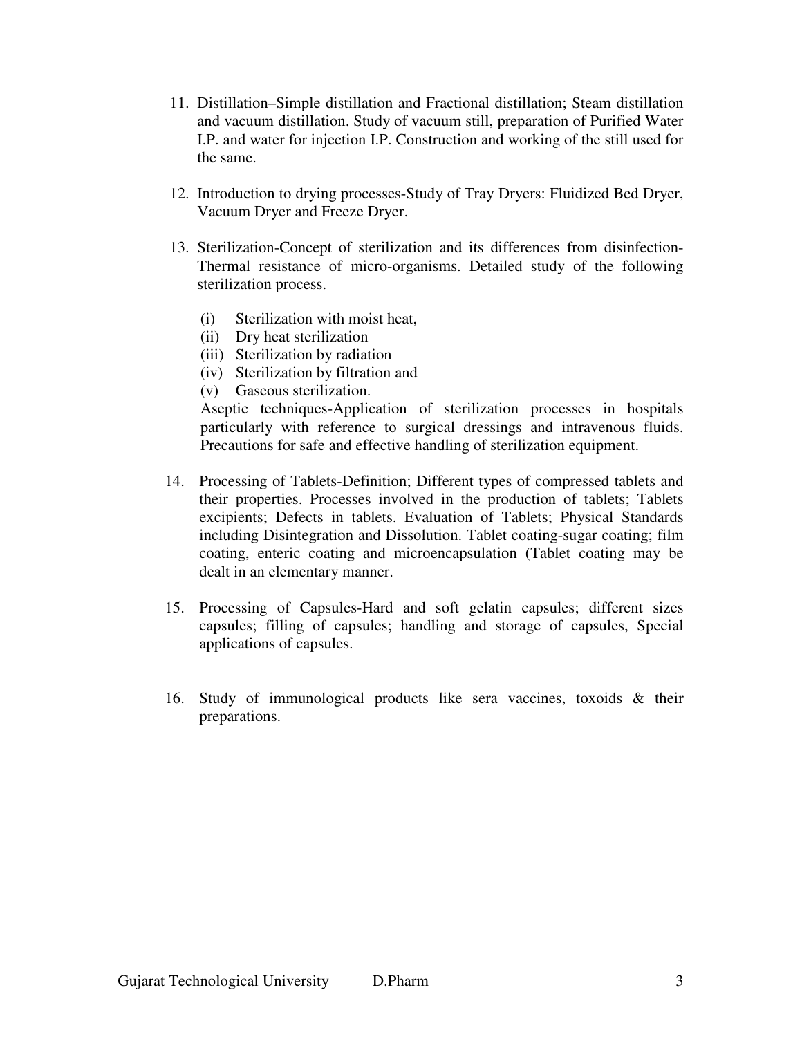11. Distillation–Simple distillation and Fractional distillation; Steam distillation and vacuum distillation. Study of vacuum still, preparation of Purified Water I.P. and water for injection I.P. Construction and working of the still used for the same.

12. Introduction to drying processes-Study of Tray Dryers: Fluidized Bed Dryer, Vacuum Dryer and Freeze Dryer.

13. Sterilization-Concept of sterilization and its differences from disinfection-Thermal resistance of micro-organisms. Detailed study of the following sterilization process.

    (i) Sterilization with moist heat,
    (ii) Dry heat sterilization
    (iii) Sterilization by radiation
    (iv) Sterilization by filtration and
    (v) Gaseous sterilization.

    Aseptic techniques-Application of sterilization processes in hospitals particularly with reference to surgical dressings and intravenous fluids. Precautions for safe and effective handling of sterilization equipment.

14. Processing of Tablets-Definition; Different types of compressed tablets and their properties. Processes involved in the production of tablets; Tablets excipients; Defects in tablets. Evaluation of Tablets; Physical Standards including Disintegration and Dissolution. Tablet coating-sugar coating; film coating, enteric coating and microencapsulation (Tablet coating may be dealt in an elementary manner.

15. Processing of Capsules-Hard and soft gelatin capsules; different sizes capsules; filling of capsules; handling and storage of capsules, Special applications of capsules.

16. Study of immunological products like sera vaccines, toxoids & their preparations.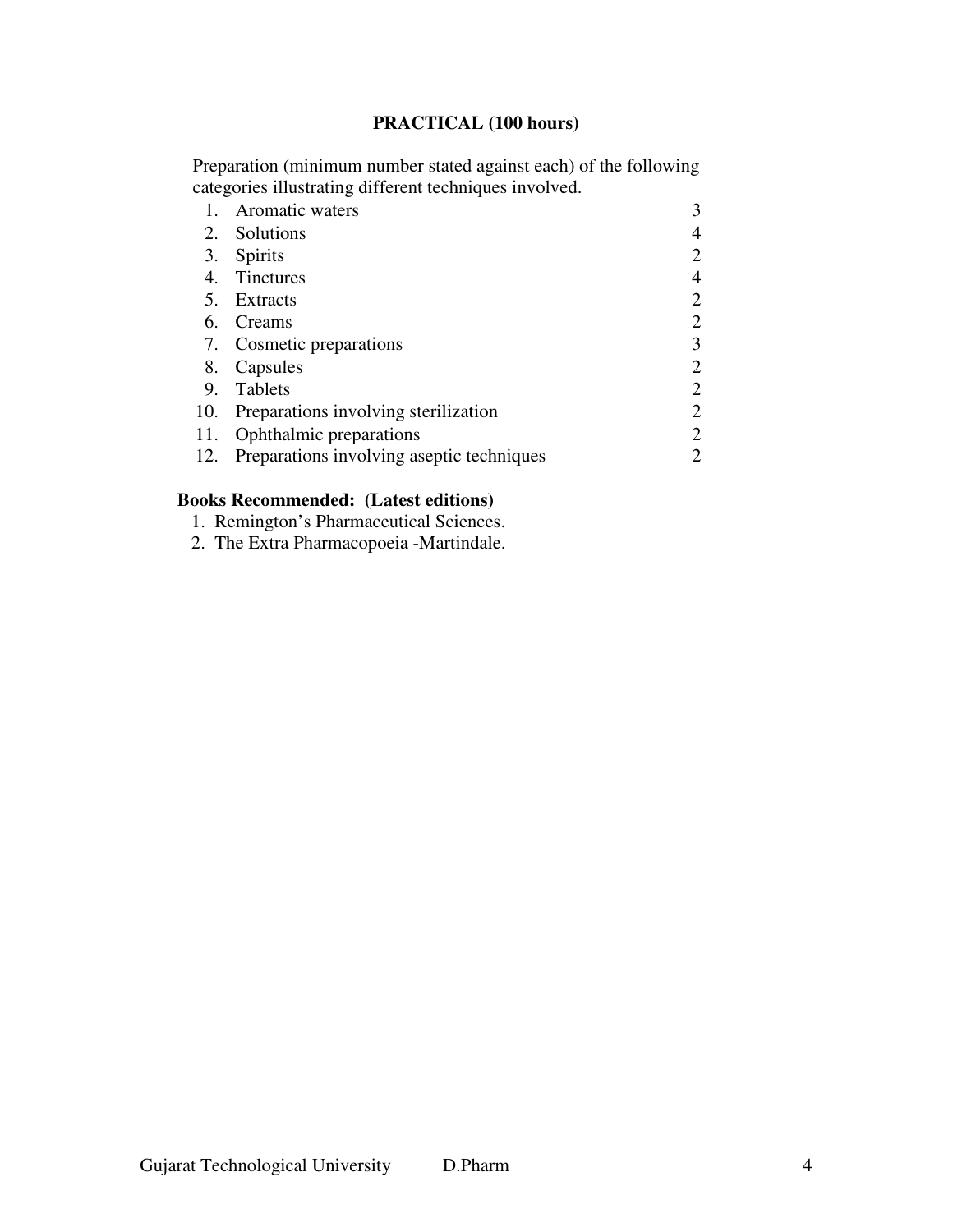**PRACTICAL (100 hours)**

Preparation (minimum number stated against each) of the following categories illustrating different techniques involved.

| | | |
|---|---|---|
| 1. | Aromatic waters | 3 |
| 2. | Solutions | 4 |
| 3. | Spirits | 2 |
| 4. | Tinctures | 4 |
| 5. | Extracts | 2 |
| 6. | Creams | 2 |
| 7. | Cosmetic preparations | 3 |
| 8. | Capsules | 2 |
| 9. | Tablets | 2 |
| 10. | Preparations involving sterilization | 2 |
| 11. | Ophthalmic preparations | 2 |
| 12. | Preparations involving aseptic techniques | 2 |

**Books Recommended: (Latest editions)**

1. Remington's Pharmaceutical Sciences.
2. The Extra Pharmacopoeia -Martindale.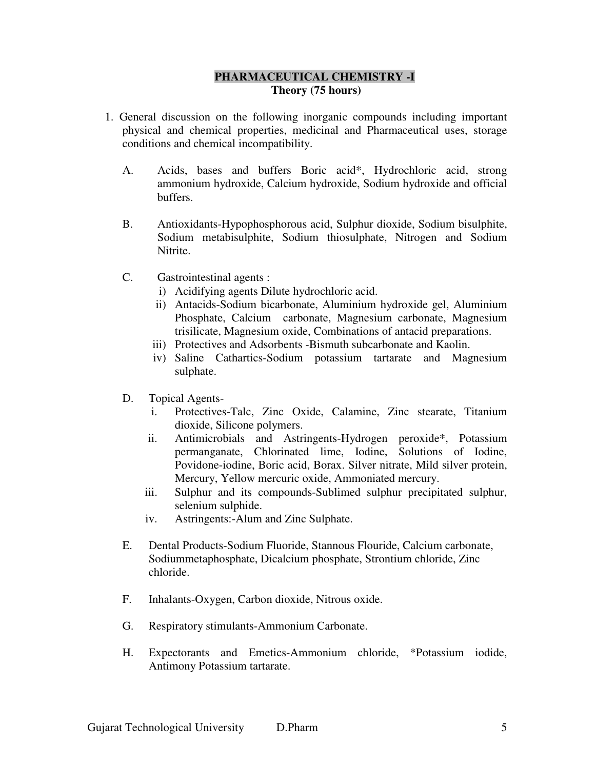## PHARMACEUTICAL CHEMISTRY -I

**Theory (75 hours)**

1. General discussion on the following inorganic compounds including important physical and chemical properties, medicinal and Pharmaceutical uses, storage conditions and chemical incompatibility.

   A. Acids, bases and buffers Boric acid*, Hydrochloric acid, strong ammonium hydroxide, Calcium hydroxide, Sodium hydroxide and official buffers.

   B. Antioxidants-Hypophosphorous acid, Sulphur dioxide, Sodium bisulphite, Sodium metabisulphite, Sodium thiosulphate, Nitrogen and Sodium Nitrite.

   C. Gastrointestinal agents :
      i) Acidifying agents Dilute hydrochloric acid.
      ii) Antacids-Sodium bicarbonate, Aluminium hydroxide gel, Aluminium Phosphate, Calcium carbonate, Magnesium carbonate, Magnesium trisilicate, Magnesium oxide, Combinations of antacid preparations.
      iii) Protectives and Adsorbents -Bismuth subcarbonate and Kaolin.
      iv) Saline Cathartics-Sodium potassium tartarate and Magnesium sulphate.

   D. Topical Agents-
      i. Protectives-Talc, Zinc Oxide, Calamine, Zinc stearate, Titanium dioxide, Silicone polymers.
      ii. Antimicrobials and Astringents-Hydrogen peroxide*, Potassium permanganate, Chlorinated lime, Iodine, Solutions of Iodine, Povidone-iodine, Boric acid, Borax. Silver nitrate, Mild silver protein, Mercury, Yellow mercuric oxide, Ammoniated mercury.
      iii. Sulphur and its compounds-Sublimed sulphur precipitated sulphur, selenium sulphide.
      iv. Astringents:-Alum and Zinc Sulphate.

   E. Dental Products-Sodium Fluoride, Stannous Flouride, Calcium carbonate, Sodiummetaphosphate, Dicalcium phosphate, Strontium chloride, Zinc chloride.

   F. Inhalants-Oxygen, Carbon dioxide, Nitrous oxide.

   G. Respiratory stimulants-Ammonium Carbonate.

   H. Expectorants and Emetics-Ammonium chloride, *Potassium iodide, Antimony Potassium tartarate.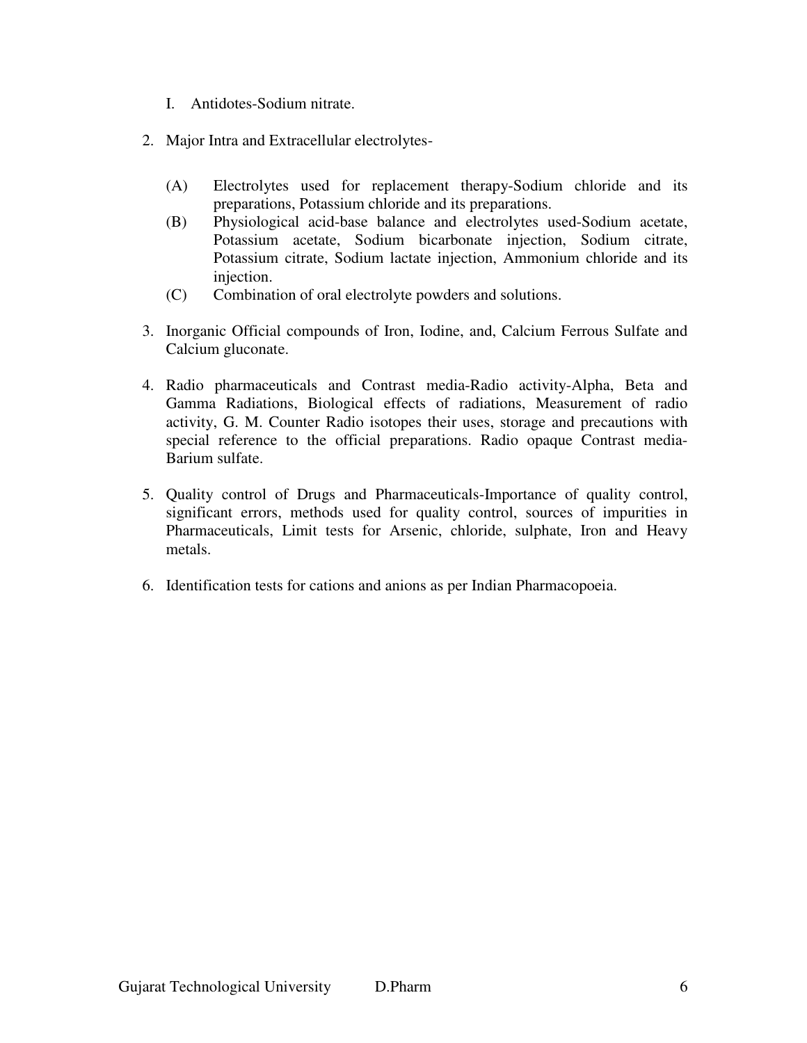I. Antidotes-Sodium nitrate.

2. Major Intra and Extracellular electrolytes-

   (A) Electrolytes used for replacement therapy-Sodium chloride and its preparations, Potassium chloride and its preparations.
   (B) Physiological acid-base balance and electrolytes used-Sodium acetate, Potassium acetate, Sodium bicarbonate injection, Sodium citrate, Potassium citrate, Sodium lactate injection, Ammonium chloride and its injection.
   (C) Combination of oral electrolyte powders and solutions.

3. Inorganic Official compounds of Iron, Iodine, and, Calcium Ferrous Sulfate and Calcium gluconate.

4. Radio pharmaceuticals and Contrast media-Radio activity-Alpha, Beta and Gamma Radiations, Biological effects of radiations, Measurement of radio activity, G. M. Counter Radio isotopes their uses, storage and precautions with special reference to the official preparations. Radio opaque Contrast media-Barium sulfate.

5. Quality control of Drugs and Pharmaceuticals-Importance of quality control, significant errors, methods used for quality control, sources of impurities in Pharmaceuticals, Limit tests for Arsenic, chloride, sulphate, Iron and Heavy metals.

6. Identification tests for cations and anions as per Indian Pharmacopoeia.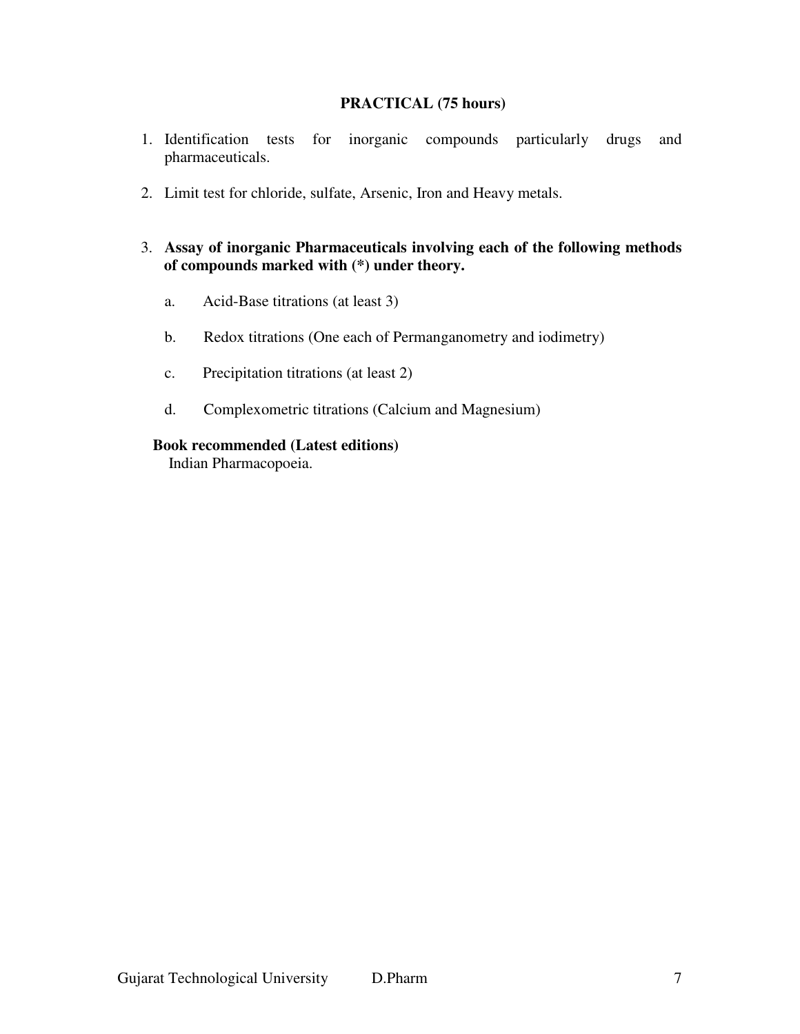## PRACTICAL (75 hours)

1. Identification tests for inorganic compounds particularly drugs and pharmaceuticals.

2. Limit test for chloride, sulfate, Arsenic, Iron and Heavy metals.

3. **Assay of inorganic Pharmaceuticals involving each of the following methods of compounds marked with (*) under theory.**

   a. Acid-Base titrations (at least 3)

   b. Redox titrations (One each of Permanganometry and iodimetry)

   c. Precipitation titrations (at least 2)

   d. Complexometric titrations (Calcium and Magnesium)

**Book recommended (Latest editions)**

Indian Pharmacopoeia.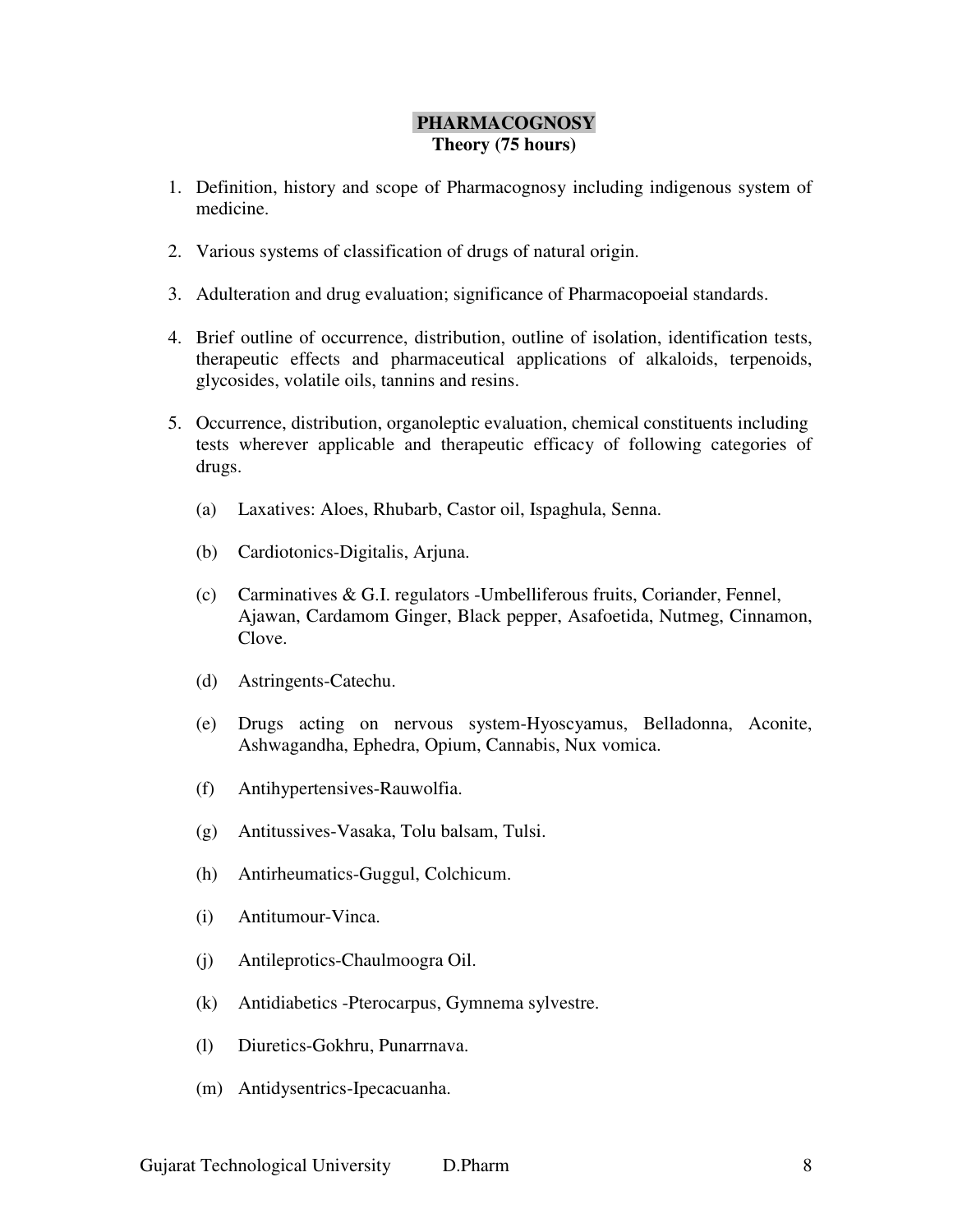## PHARMACOGNOSY

**Theory (75 hours)**

1. Definition, history and scope of Pharmacognosy including indigenous system of medicine.

2. Various systems of classification of drugs of natural origin.

3. Adulteration and drug evaluation; significance of Pharmacopoeial standards.

4. Brief outline of occurrence, distribution, outline of isolation, identification tests, therapeutic effects and pharmaceutical applications of alkaloids, terpenoids, glycosides, volatile oils, tannins and resins.

5. Occurrence, distribution, organoleptic evaluation, chemical constituents including tests wherever applicable and therapeutic efficacy of following categories of drugs.

   (a) Laxatives: Aloes, Rhubarb, Castor oil, Ispaghula, Senna.

   (b) Cardiotonics-Digitalis, Arjuna.

   (c) Carminatives & G.I. regulators -Umbelliferous fruits, Coriander, Fennel, Ajawan, Cardamom Ginger, Black pepper, Asafoetida, Nutmeg, Cinnamon, Clove.

   (d) Astringents-Catechu.

   (e) Drugs acting on nervous system-Hyoscyamus, Belladonna, Aconite, Ashwagandha, Ephedra, Opium, Cannabis, Nux vomica.

   (f) Antihypertensives-Rauwolfia.

   (g) Antitussives-Vasaka, Tolu balsam, Tulsi.

   (h) Antirheumatics-Guggul, Colchicum.

   (i) Antitumour-Vinca.

   (j) Antileprotics-Chaulmoogra Oil.

   (k) Antidiabetics -Pterocarpus, Gymnema sylvestre.

   (l) Diuretics-Gokhru, Punarrnava.

   (m) Antidysentrics-Ipecacuanha.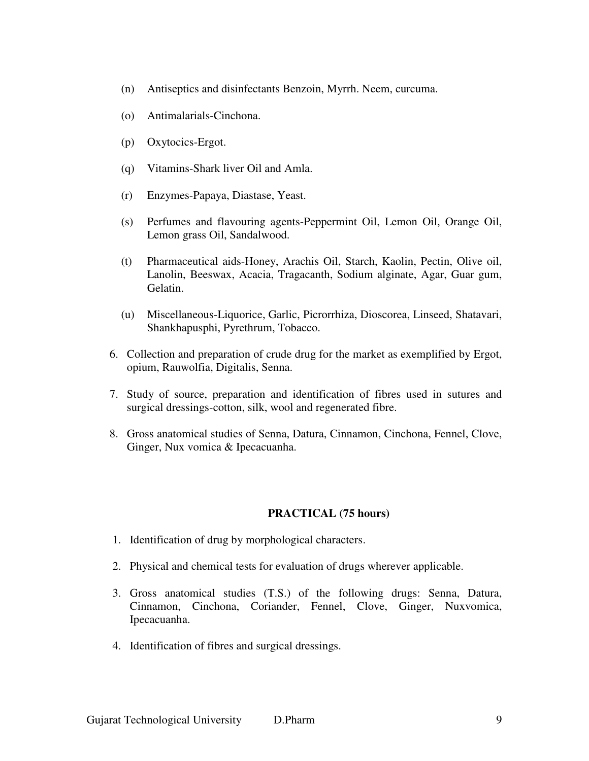(n) Antiseptics and disinfectants Benzoin, Myrrh. Neem, curcuma.

(o) Antimalarials-Cinchona.

(p) Oxytocics-Ergot.

(q) Vitamins-Shark liver Oil and Amla.

(r) Enzymes-Papaya, Diastase, Yeast.

(s) Perfumes and flavouring agents-Peppermint Oil, Lemon Oil, Orange Oil, Lemon grass Oil, Sandalwood.

(t) Pharmaceutical aids-Honey, Arachis Oil, Starch, Kaolin, Pectin, Olive oil, Lanolin, Beeswax, Acacia, Tragacanth, Sodium alginate, Agar, Guar gum, Gelatin.

(u) Miscellaneous-Liquorice, Garlic, Picrorrhiza, Dioscorea, Linseed, Shatavari, Shankhapusphi, Pyrethrum, Tobacco.

6. Collection and preparation of crude drug for the market as exemplified by Ergot, opium, Rauwolfia, Digitalis, Senna.
7. Study of source, preparation and identification of fibres used in sutures and surgical dressings-cotton, silk, wool and regenerated fibre.
8. Gross anatomical studies of Senna, Datura, Cinnamon, Cinchona, Fennel, Clove, Ginger, Nux vomica & Ipecacuanha.

## PRACTICAL (75 hours)

1. Identification of drug by morphological characters.
2. Physical and chemical tests for evaluation of drugs wherever applicable.
3. Gross anatomical studies (T.S.) of the following drugs: Senna, Datura, Cinnamon, Cinchona, Coriander, Fennel, Clove, Ginger, Nuxvomica, Ipecacuanha.
4. Identification of fibres and surgical dressings.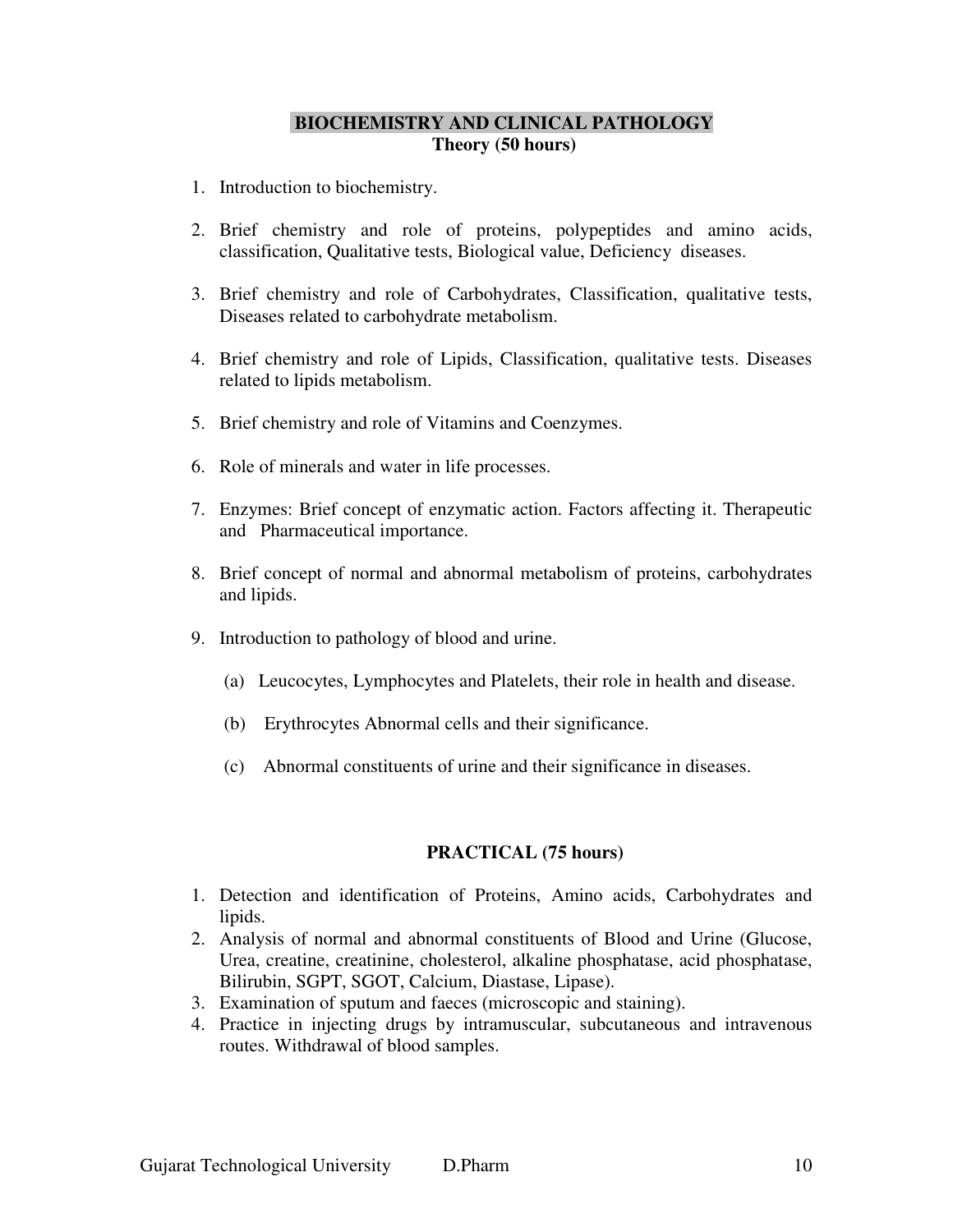## BIOCHEMISTRY AND CLINICAL PATHOLOGY

**Theory (50 hours)**

1. Introduction to biochemistry.

2. Brief chemistry and role of proteins, polypeptides and amino acids, classification, Qualitative tests, Biological value, Deficiency diseases.

3. Brief chemistry and role of Carbohydrates, Classification, qualitative tests, Diseases related to carbohydrate metabolism.

4. Brief chemistry and role of Lipids, Classification, qualitative tests. Diseases related to lipids metabolism.

5. Brief chemistry and role of Vitamins and Coenzymes.

6. Role of minerals and water in life processes.

7. Enzymes: Brief concept of enzymatic action. Factors affecting it. Therapeutic and Pharmaceutical importance.

8. Brief concept of normal and abnormal metabolism of proteins, carbohydrates and lipids.

9. Introduction to pathology of blood and urine.

   (a) Leucocytes, Lymphocytes and Platelets, their role in health and disease.

   (b) Erythrocytes Abnormal cells and their significance.

   (c) Abnormal constituents of urine and their significance in diseases.

**PRACTICAL (75 hours)**

1. Detection and identification of Proteins, Amino acids, Carbohydrates and lipids.
2. Analysis of normal and abnormal constituents of Blood and Urine (Glucose, Urea, creatine, creatinine, cholesterol, alkaline phosphatase, acid phosphatase, Bilirubin, SGPT, SGOT, Calcium, Diastase, Lipase).
3. Examination of sputum and faeces (microscopic and staining).
4. Practice in injecting drugs by intramuscular, subcutaneous and intravenous routes. Withdrawal of blood samples.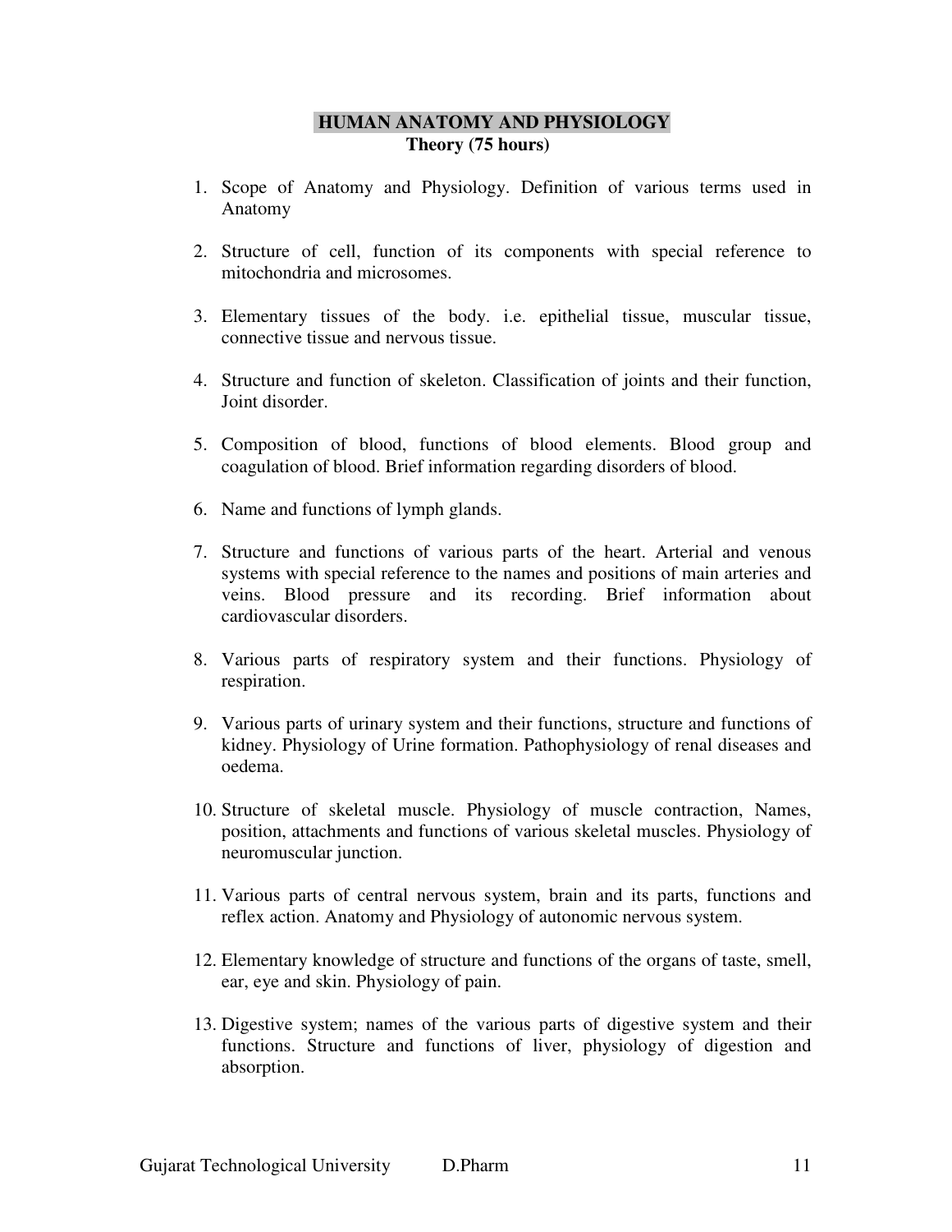## HUMAN ANATOMY AND PHYSIOLOGY

**Theory (75 hours)**

1. Scope of Anatomy and Physiology. Definition of various terms used in Anatomy

2. Structure of cell, function of its components with special reference to mitochondria and microsomes.

3. Elementary tissues of the body. i.e. epithelial tissue, muscular tissue, connective tissue and nervous tissue.

4. Structure and function of skeleton. Classification of joints and their function, Joint disorder.

5. Composition of blood, functions of blood elements. Blood group and coagulation of blood. Brief information regarding disorders of blood.

6. Name and functions of lymph glands.

7. Structure and functions of various parts of the heart. Arterial and venous systems with special reference to the names and positions of main arteries and veins. Blood pressure and its recording. Brief information about cardiovascular disorders.

8. Various parts of respiratory system and their functions. Physiology of respiration.

9. Various parts of urinary system and their functions, structure and functions of kidney. Physiology of Urine formation. Pathophysiology of renal diseases and oedema.

10. Structure of skeletal muscle. Physiology of muscle contraction, Names, position, attachments and functions of various skeletal muscles. Physiology of neuromuscular junction.

11. Various parts of central nervous system, brain and its parts, functions and reflex action. Anatomy and Physiology of autonomic nervous system.

12. Elementary knowledge of structure and functions of the organs of taste, smell, ear, eye and skin. Physiology of pain.

13. Digestive system; names of the various parts of digestive system and their functions. Structure and functions of liver, physiology of digestion and absorption.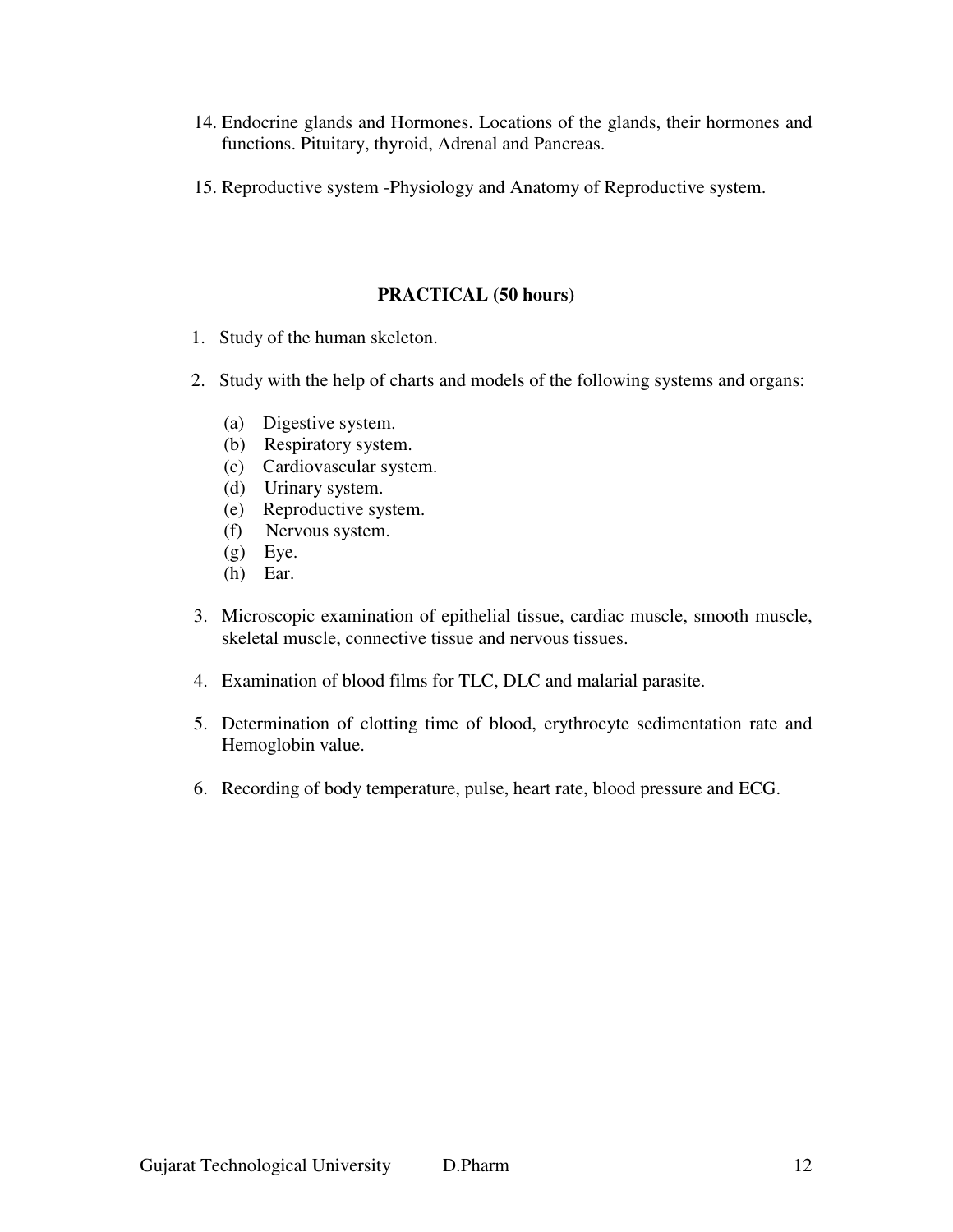14. Endocrine glands and Hormones. Locations of the glands, their hormones and functions. Pituitary, thyroid, Adrenal and Pancreas.

15. Reproductive system -Physiology and Anatomy of Reproductive system.

**PRACTICAL (50 hours)**

1. Study of the human skeleton.

2. Study with the help of charts and models of the following systems and organs:

   (a) Digestive system.
   (b) Respiratory system.
   (c) Cardiovascular system.
   (d) Urinary system.
   (e) Reproductive system.
   (f) Nervous system.
   (g) Eye.
   (h) Ear.

3. Microscopic examination of epithelial tissue, cardiac muscle, smooth muscle, skeletal muscle, connective tissue and nervous tissues.

4. Examination of blood films for TLC, DLC and malarial parasite.

5. Determination of clotting time of blood, erythrocyte sedimentation rate and Hemoglobin value.

6. Recording of body temperature, pulse, heart rate, blood pressure and ECG.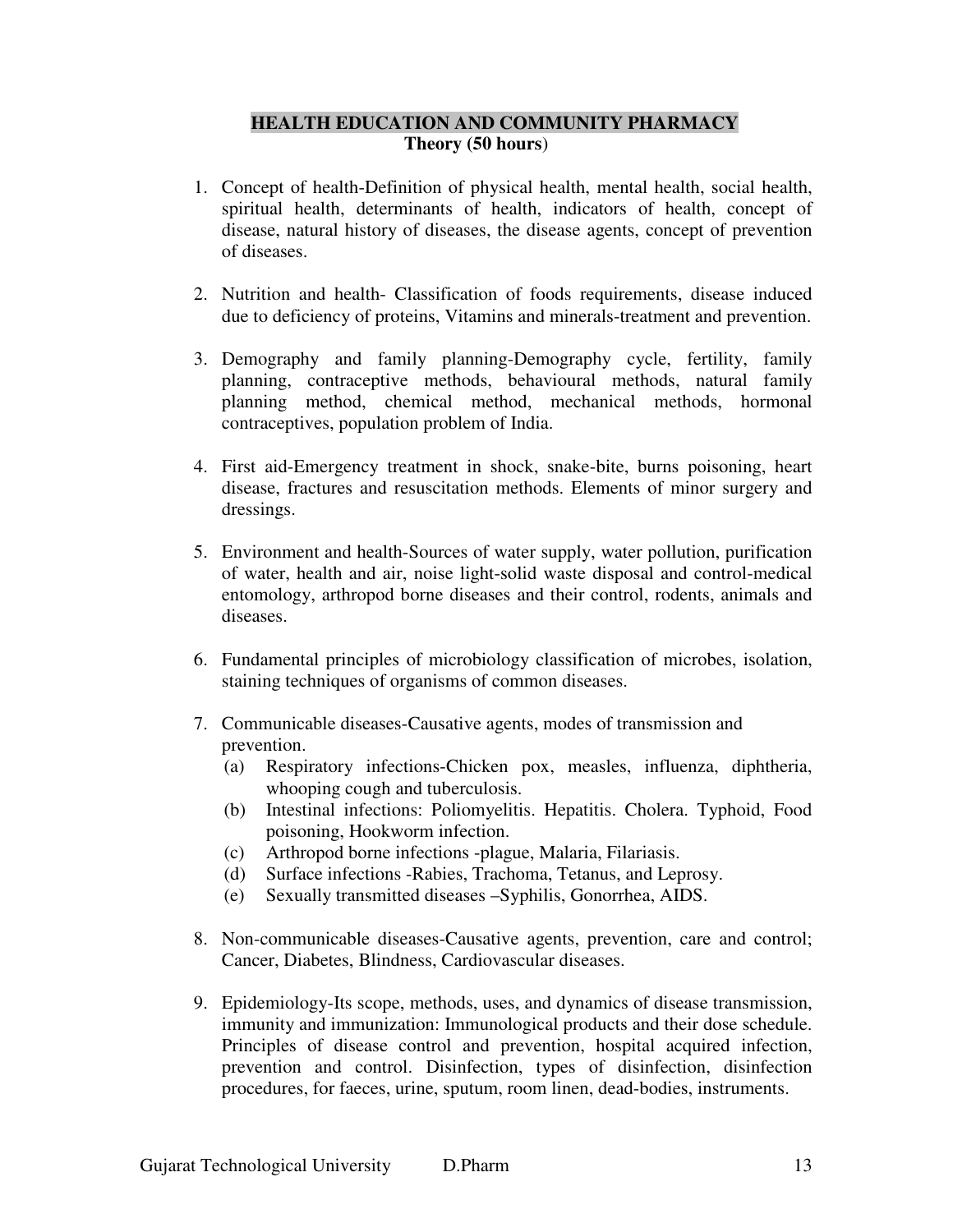## HEALTH EDUCATION AND COMMUNITY PHARMACY

**Theory (50 hours)**

1. Concept of health-Definition of physical health, mental health, social health, spiritual health, determinants of health, indicators of health, concept of disease, natural history of diseases, the disease agents, concept of prevention of diseases.

2. Nutrition and health- Classification of foods requirements, disease induced due to deficiency of proteins, Vitamins and minerals-treatment and prevention.

3. Demography and family planning-Demography cycle, fertility, family planning, contraceptive methods, behavioural methods, natural family planning method, chemical method, mechanical methods, hormonal contraceptives, population problem of India.

4. First aid-Emergency treatment in shock, snake-bite, burns poisoning, heart disease, fractures and resuscitation methods. Elements of minor surgery and dressings.

5. Environment and health-Sources of water supply, water pollution, purification of water, health and air, noise light-solid waste disposal and control-medical entomology, arthropod borne diseases and their control, rodents, animals and diseases.

6. Fundamental principles of microbiology classification of microbes, isolation, staining techniques of organisms of common diseases.

7. Communicable diseases-Causative agents, modes of transmission and prevention.
   - (a) Respiratory infections-Chicken pox, measles, influenza, diphtheria, whooping cough and tuberculosis.
   - (b) Intestinal infections: Poliomyelitis. Hepatitis. Cholera. Typhoid, Food poisoning, Hookworm infection.
   - (c) Arthropod borne infections -plague, Malaria, Filariasis.
   - (d) Surface infections -Rabies, Trachoma, Tetanus, and Leprosy.
   - (e) Sexually transmitted diseases –Syphilis, Gonorrhea, AIDS.

8. Non-communicable diseases-Causative agents, prevention, care and control; Cancer, Diabetes, Blindness, Cardiovascular diseases.

9. Epidemiology-Its scope, methods, uses, and dynamics of disease transmission, immunity and immunization: Immunological products and their dose schedule. Principles of disease control and prevention, hospital acquired infection, prevention and control. Disinfection, types of disinfection, disinfection procedures, for faeces, urine, sputum, room linen, dead-bodies, instruments.